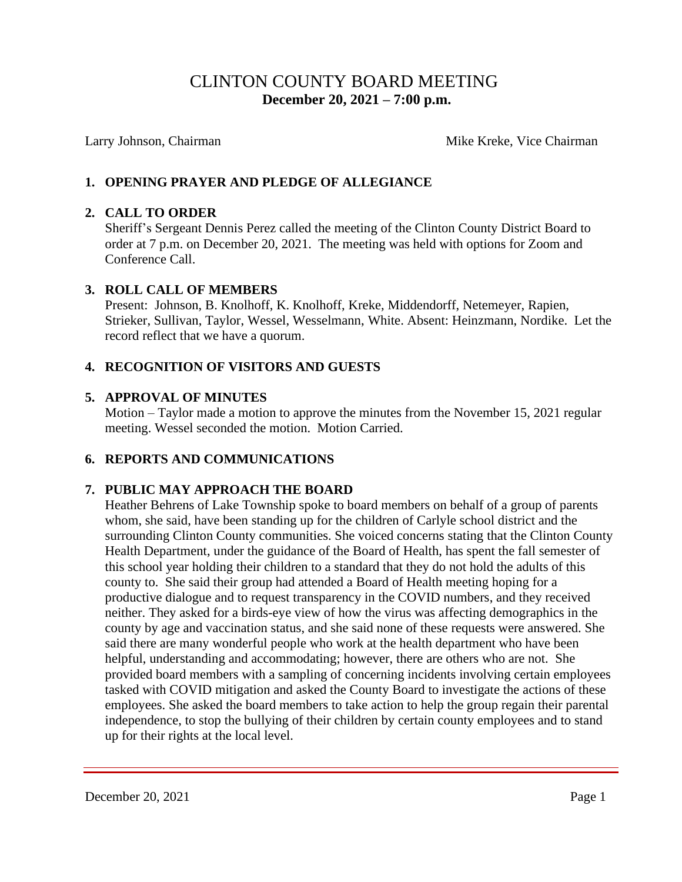# CLINTON COUNTY BOARD MEETING

**December 20, 2021 – 7:00 p.m.**

Larry Johnson, Chairman                                        Mike Kreke, Vice Chairman

## 1. OPENING PRAYER AND PLEDGE OF ALLEGIANCE

## 2. CALL TO ORDER

Sheriff's Sergeant Dennis Perez called the meeting of the Clinton County District Board to order at 7 p.m. on December 20, 2021. The meeting was held with options for Zoom and Conference Call.

## 3. ROLL CALL OF MEMBERS

Present: Johnson, B. Knolhoff, K. Knolhoff, Kreke, Middendorff, Netemeyer, Rapien, Strieker, Sullivan, Taylor, Wessel, Wesselmann, White. Absent: Heinzmann, Nordike. Let the record reflect that we have a quorum.

## 4. RECOGNITION OF VISITORS AND GUESTS

## 5. APPROVAL OF MINUTES

Motion – Taylor made a motion to approve the minutes from the November 15, 2021 regular meeting. Wessel seconded the motion. Motion Carried.

## 6. REPORTS AND COMMUNICATIONS

## 7. PUBLIC MAY APPROACH THE BOARD

Heather Behrens of Lake Township spoke to board members on behalf of a group of parents whom, she said, have been standing up for the children of Carlyle school district and the surrounding Clinton County communities. She voiced concerns stating that the Clinton County Health Department, under the guidance of the Board of Health, has spent the fall semester of this school year holding their children to a standard that they do not hold the adults of this county to. She said their group had attended a Board of Health meeting hoping for a productive dialogue and to request transparency in the COVID numbers, and they received neither. They asked for a birds-eye view of how the virus was affecting demographics in the county by age and vaccination status, and she said none of these requests were answered. She said there are many wonderful people who work at the health department who have been helpful, understanding and accommodating; however, there are others who are not. She provided board members with a sampling of concerning incidents involving certain employees tasked with COVID mitigation and asked the County Board to investigate the actions of these employees. She asked the board members to take action to help the group regain their parental independence, to stop the bullying of their children by certain county employees and to stand up for their rights at the local level.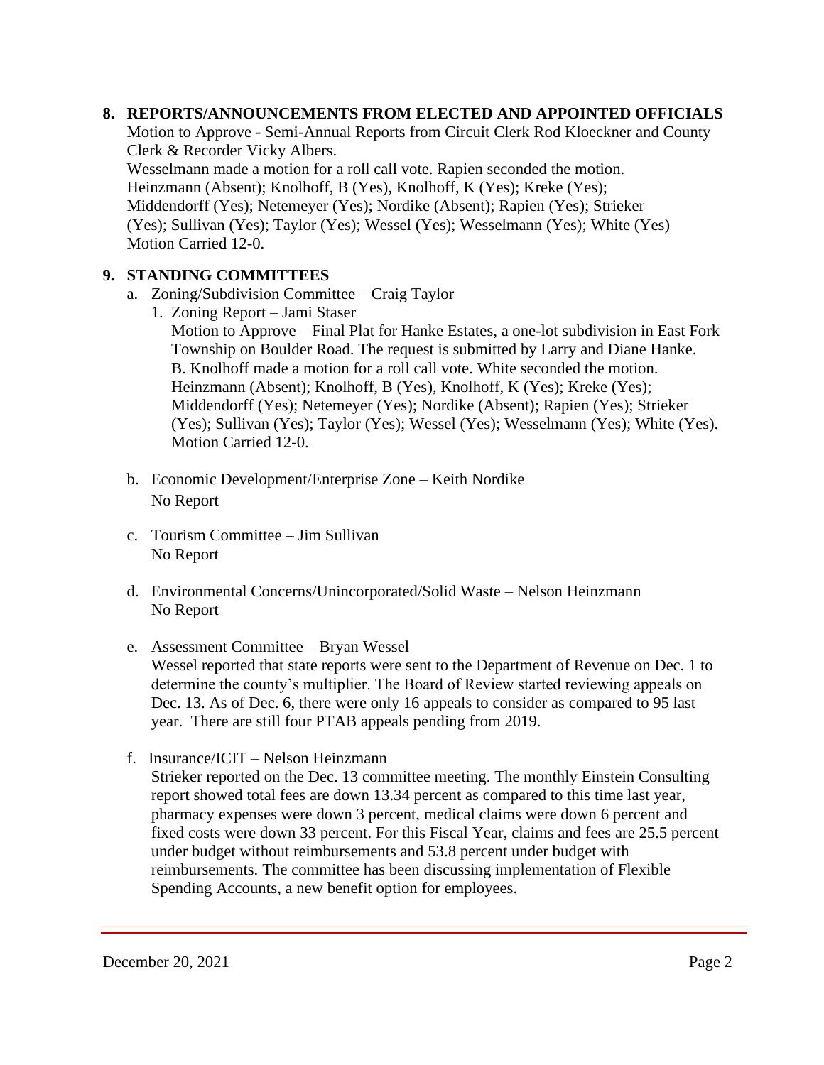## 8. REPORTS/ANNOUNCEMENTS FROM ELECTED AND APPOINTED OFFICIALS

Motion to Approve - Semi-Annual Reports from Circuit Clerk Rod Kloeckner and County Clerk & Recorder Vicky Albers.

Wesselmann made a motion for a roll call vote. Rapien seconded the motion. Heinzmann (Absent); Knolhoff, B (Yes), Knolhoff, K (Yes); Kreke (Yes); Middendorff (Yes); Netemeyer (Yes); Nordike (Absent); Rapien (Yes); Strieker (Yes); Sullivan (Yes); Taylor (Yes); Wessel (Yes); Wesselmann (Yes); White (Yes) Motion Carried 12-0.

## 9. STANDING COMMITTEES

a. Zoning/Subdivision Committee – Craig Taylor

1. Zoning Report – Jami Staser

   Motion to Approve – Final Plat for Hanke Estates, a one-lot subdivision in East Fork Township on Boulder Road. The request is submitted by Larry and Diane Hanke. B. Knolhoff made a motion for a roll call vote. White seconded the motion. Heinzmann (Absent); Knolhoff, B (Yes), Knolhoff, K (Yes); Kreke (Yes); Middendorff (Yes); Netemeyer (Yes); Nordike (Absent); Rapien (Yes); Strieker (Yes); Sullivan (Yes); Taylor (Yes); Wessel (Yes); Wesselmann (Yes); White (Yes). Motion Carried 12-0.

b. Economic Development/Enterprise Zone – Keith Nordike

   No Report

c. Tourism Committee – Jim Sullivan

   No Report

d. Environmental Concerns/Unincorporated/Solid Waste – Nelson Heinzmann

   No Report

e. Assessment Committee – Bryan Wessel

   Wessel reported that state reports were sent to the Department of Revenue on Dec. 1 to determine the county's multiplier. The Board of Review started reviewing appeals on Dec. 13. As of Dec. 6, there were only 16 appeals to consider as compared to 95 last year. There are still four PTAB appeals pending from 2019.

f. Insurance/ICIT – Nelson Heinzmann

   Strieker reported on the Dec. 13 committee meeting. The monthly Einstein Consulting report showed total fees are down 13.34 percent as compared to this time last year, pharmacy expenses were down 3 percent, medical claims were down 6 percent and fixed costs were down 33 percent. For this Fiscal Year, claims and fees are 25.5 percent under budget without reimbursements and 53.8 percent under budget with reimbursements. The committee has been discussing implementation of Flexible Spending Accounts, a new benefit option for employees.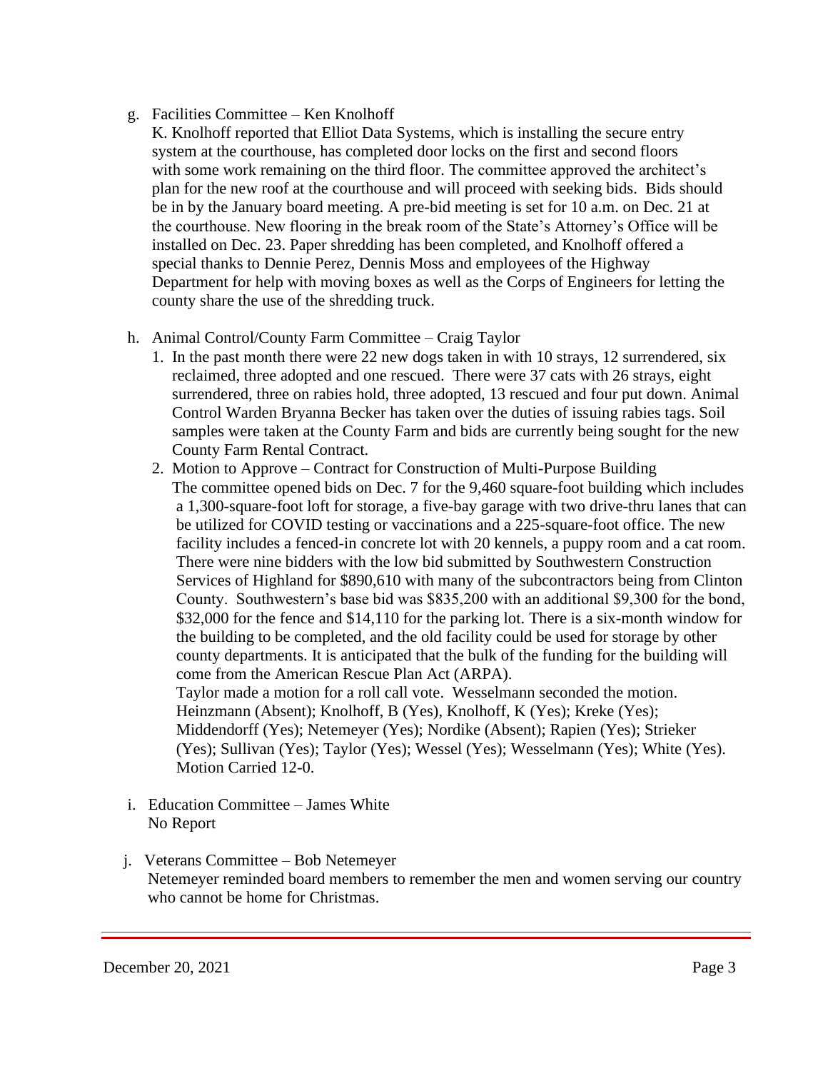g. Facilities Committee – Ken Knolhoff

   K. Knolhoff reported that Elliot Data Systems, which is installing the secure entry system at the courthouse, has completed door locks on the first and second floors with some work remaining on the third floor. The committee approved the architect's plan for the new roof at the courthouse and will proceed with seeking bids. Bids should be in by the January board meeting. A pre-bid meeting is set for 10 a.m. on Dec. 21 at the courthouse. New flooring in the break room of the State's Attorney's Office will be installed on Dec. 23. Paper shredding has been completed, and Knolhoff offered a special thanks to Dennie Perez, Dennis Moss and employees of the Highway Department for help with moving boxes as well as the Corps of Engineers for letting the county share the use of the shredding truck.

h. Animal Control/County Farm Committee – Craig Taylor

   1. In the past month there were 22 new dogs taken in with 10 strays, 12 surrendered, six reclaimed, three adopted and one rescued. There were 37 cats with 26 strays, eight surrendered, three on rabies hold, three adopted, 13 rescued and four put down. Animal Control Warden Bryanna Becker has taken over the duties of issuing rabies tags. Soil samples were taken at the County Farm and bids are currently being sought for the new County Farm Rental Contract.
   2. Motion to Approve – Contract for Construction of Multi-Purpose Building

      The committee opened bids on Dec. 7 for the 9,460 square-foot building which includes a 1,300-square-foot loft for storage, a five-bay garage with two drive-thru lanes that can be utilized for COVID testing or vaccinations and a 225-square-foot office. The new facility includes a fenced-in concrete lot with 20 kennels, a puppy room and a cat room. There were nine bidders with the low bid submitted by Southwestern Construction Services of Highland for $890,610 with many of the subcontractors being from Clinton County. Southwestern's base bid was $835,200 with an additional $9,300 for the bond, $32,000 for the fence and $14,110 for the parking lot. There is a six-month window for the building to be completed, and the old facility could be used for storage by other county departments. It is anticipated that the bulk of the funding for the building will come from the American Rescue Plan Act (ARPA).

      Taylor made a motion for a roll call vote. Wesselmann seconded the motion. Heinzmann (Absent); Knolhoff, B (Yes), Knolhoff, K (Yes); Kreke (Yes); Middendorff (Yes); Netemeyer (Yes); Nordike (Absent); Rapien (Yes); Strieker (Yes); Sullivan (Yes); Taylor (Yes); Wessel (Yes); Wesselmann (Yes); White (Yes). Motion Carried 12-0.

i. Education Committee – James White

   No Report

j. Veterans Committee – Bob Netemeyer

   Netemeyer reminded board members to remember the men and women serving our country who cannot be home for Christmas.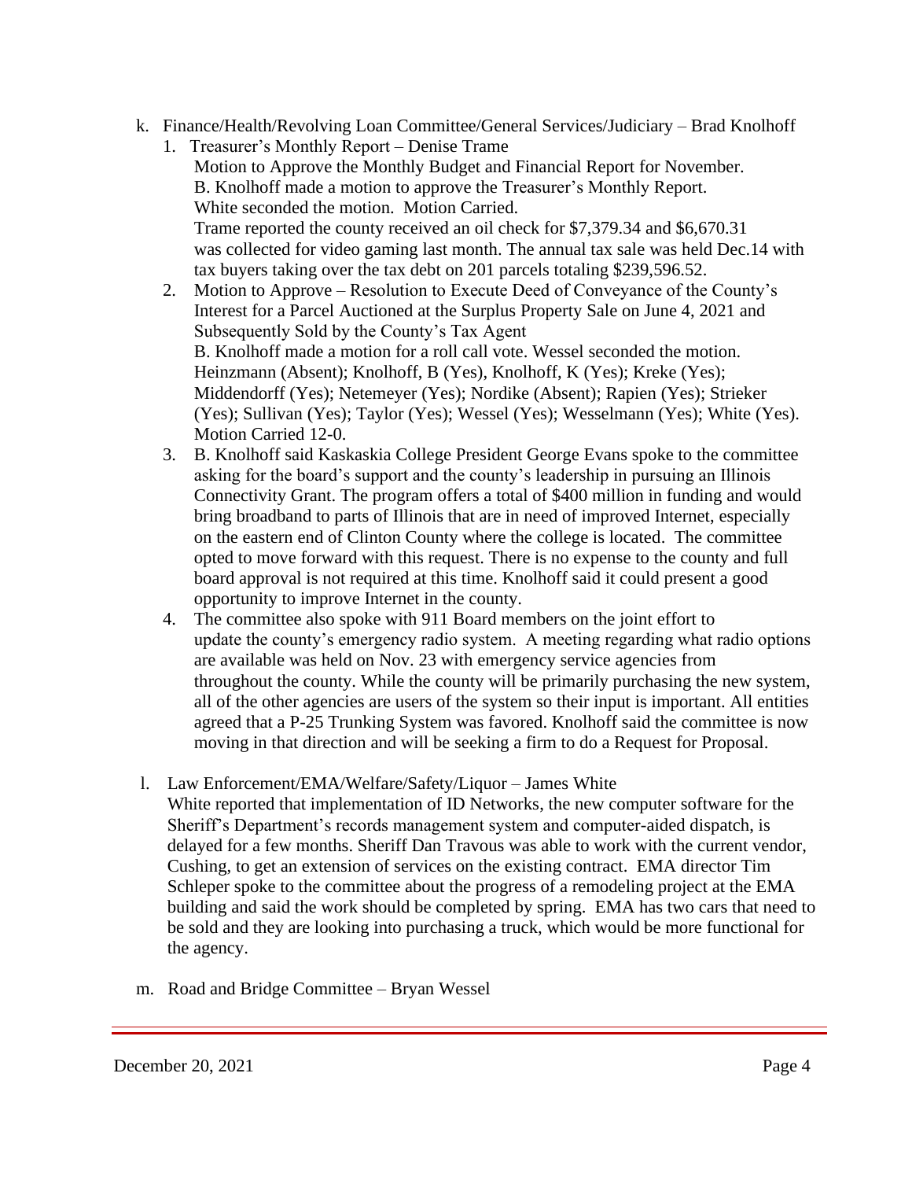k. Finance/Health/Revolving Loan Committee/General Services/Judiciary – Brad Knolhoff

1. Treasurer's Monthly Report – Denise Trame
   Motion to Approve the Monthly Budget and Financial Report for November.
   B. Knolhoff made a motion to approve the Treasurer's Monthly Report.
   White seconded the motion. Motion Carried.
   Trame reported the county received an oil check for $7,379.34 and $6,670.31 was collected for video gaming last month. The annual tax sale was held Dec.14 with tax buyers taking over the tax debt on 201 parcels totaling $239,596.52.
2. Motion to Approve – Resolution to Execute Deed of Conveyance of the County's Interest for a Parcel Auctioned at the Surplus Property Sale on June 4, 2021 and Subsequently Sold by the County's Tax Agent
   B. Knolhoff made a motion for a roll call vote. Wessel seconded the motion.
   Heinzmann (Absent); Knolhoff, B (Yes), Knolhoff, K (Yes); Kreke (Yes); Middendorff (Yes); Netemeyer (Yes); Nordike (Absent); Rapien (Yes); Strieker (Yes); Sullivan (Yes); Taylor (Yes); Wessel (Yes); Wesselmann (Yes); White (Yes).
   Motion Carried 12-0.
3. B. Knolhoff said Kaskaskia College President George Evans spoke to the committee asking for the board's support and the county's leadership in pursuing an Illinois Connectivity Grant. The program offers a total of $400 million in funding and would bring broadband to parts of Illinois that are in need of improved Internet, especially on the eastern end of Clinton County where the college is located. The committee opted to move forward with this request. There is no expense to the county and full board approval is not required at this time. Knolhoff said it could present a good opportunity to improve Internet in the county.
4. The committee also spoke with 911 Board members on the joint effort to update the county's emergency radio system. A meeting regarding what radio options are available was held on Nov. 23 with emergency service agencies from throughout the county. While the county will be primarily purchasing the new system, all of the other agencies are users of the system so their input is important. All entities agreed that a P-25 Trunking System was favored. Knolhoff said the committee is now moving in that direction and will be seeking a firm to do a Request for Proposal.

l. Law Enforcement/EMA/Welfare/Safety/Liquor – James White

White reported that implementation of ID Networks, the new computer software for the Sheriff's Department's records management system and computer-aided dispatch, is delayed for a few months. Sheriff Dan Travous was able to work with the current vendor, Cushing, to get an extension of services on the existing contract. EMA director Tim Schleper spoke to the committee about the progress of a remodeling project at the EMA building and said the work should be completed by spring. EMA has two cars that need to be sold and they are looking into purchasing a truck, which would be more functional for the agency.

m. Road and Bridge Committee – Bryan Wessel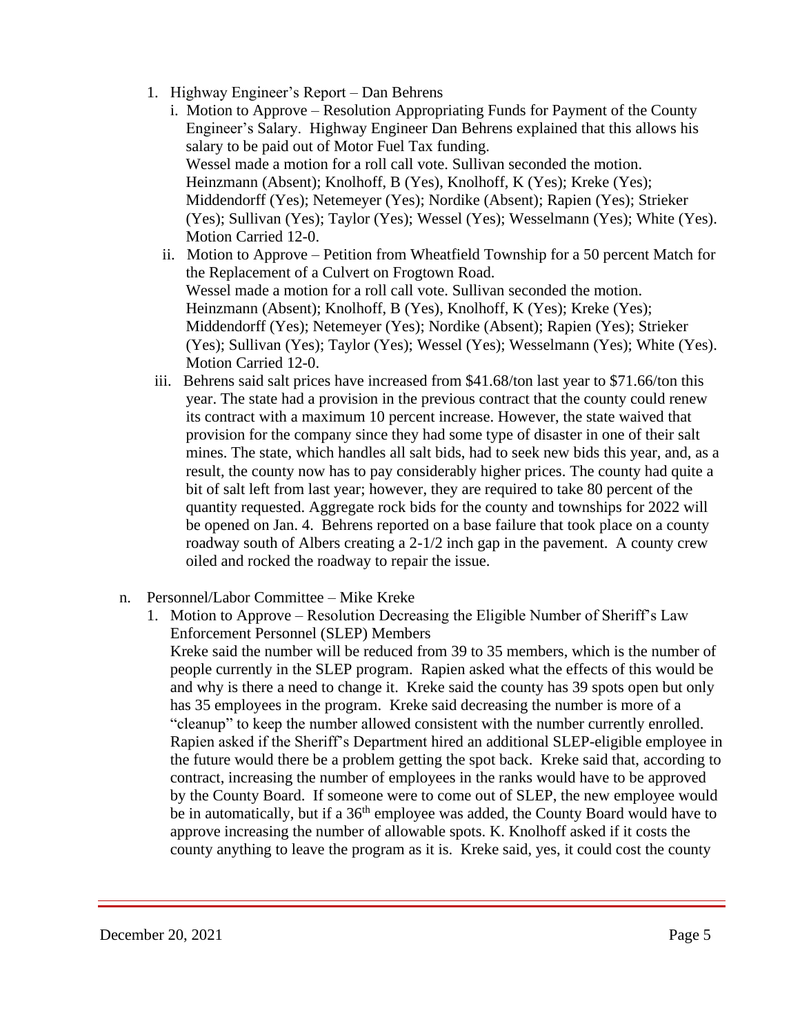1. Highway Engineer's Report – Dan Behrens
   i. Motion to Approve – Resolution Appropriating Funds for Payment of the County Engineer's Salary. Highway Engineer Dan Behrens explained that this allows his salary to be paid out of Motor Fuel Tax funding.
      Wessel made a motion for a roll call vote. Sullivan seconded the motion. Heinzmann (Absent); Knolhoff, B (Yes), Knolhoff, K (Yes); Kreke (Yes); Middendorff (Yes); Netemeyer (Yes); Nordike (Absent); Rapien (Yes); Strieker (Yes); Sullivan (Yes); Taylor (Yes); Wessel (Yes); Wesselmann (Yes); White (Yes). Motion Carried 12-0.
   ii. Motion to Approve – Petition from Wheatfield Township for a 50 percent Match for the Replacement of a Culvert on Frogtown Road.
      Wessel made a motion for a roll call vote. Sullivan seconded the motion. Heinzmann (Absent); Knolhoff, B (Yes), Knolhoff, K (Yes); Kreke (Yes); Middendorff (Yes); Netemeyer (Yes); Nordike (Absent); Rapien (Yes); Strieker (Yes); Sullivan (Yes); Taylor (Yes); Wessel (Yes); Wesselmann (Yes); White (Yes). Motion Carried 12-0.
   iii. Behrens said salt prices have increased from $41.68/ton last year to $71.66/ton this year. The state had a provision in the previous contract that the county could renew its contract with a maximum 10 percent increase. However, the state waived that provision for the company since they had some type of disaster in one of their salt mines. The state, which handles all salt bids, had to seek new bids this year, and, as a result, the county now has to pay considerably higher prices. The county had quite a bit of salt left from last year; however, they are required to take 80 percent of the quantity requested. Aggregate rock bids for the county and townships for 2022 will be opened on Jan. 4. Behrens reported on a base failure that took place on a county roadway south of Albers creating a 2-1/2 inch gap in the pavement. A county crew oiled and rocked the roadway to repair the issue.

n. Personnel/Labor Committee – Mike Kreke

1. Motion to Approve – Resolution Decreasing the Eligible Number of Sheriff's Law Enforcement Personnel (SLEP) Members
   Kreke said the number will be reduced from 39 to 35 members, which is the number of people currently in the SLEP program. Rapien asked what the effects of this would be and why is there a need to change it. Kreke said the county has 39 spots open but only has 35 employees in the program. Kreke said decreasing the number is more of a "cleanup" to keep the number allowed consistent with the number currently enrolled. Rapien asked if the Sheriff's Department hired an additional SLEP-eligible employee in the future would there be a problem getting the spot back. Kreke said that, according to contract, increasing the number of employees in the ranks would have to be approved by the County Board. If someone were to come out of SLEP, the new employee would be in automatically, but if a 36th employee was added, the County Board would have to approve increasing the number of allowable spots. K. Knolhoff asked if it costs the county anything to leave the program as it is. Kreke said, yes, it could cost the county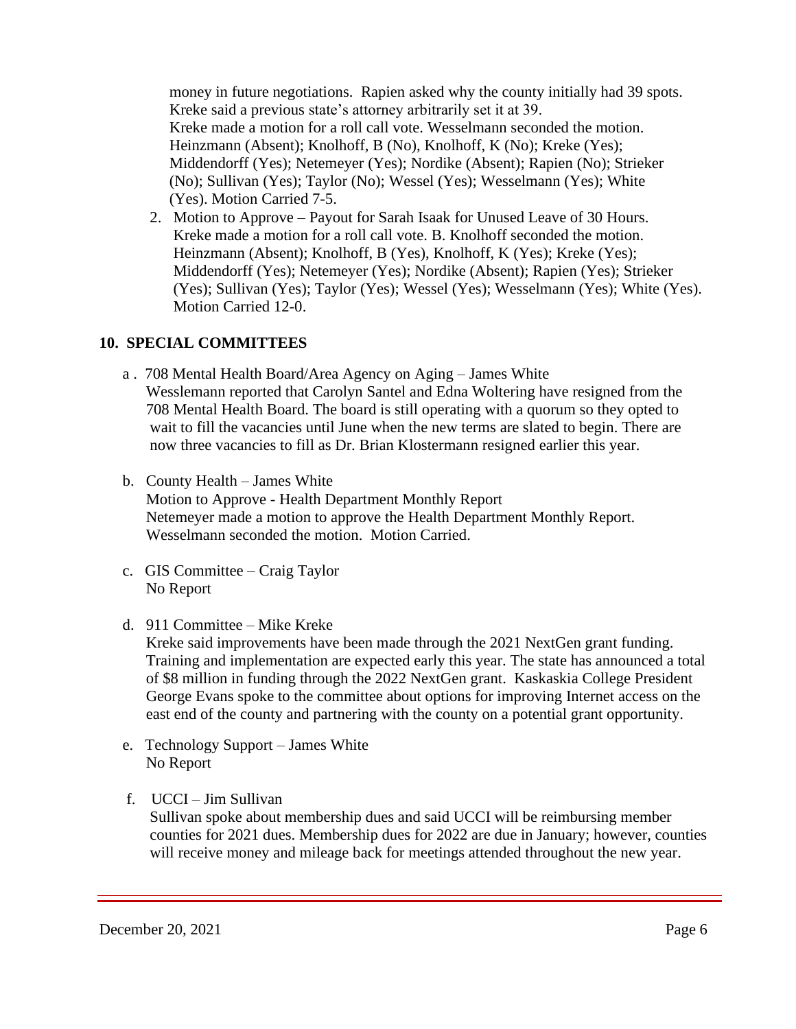money in future negotiations. Rapien asked why the county initially had 39 spots. Kreke said a previous state's attorney arbitrarily set it at 39.
Kreke made a motion for a roll call vote. Wesselmann seconded the motion. Heinzmann (Absent); Knolhoff, B (No), Knolhoff, K (No); Kreke (Yes); Middendorff (Yes); Netemeyer (Yes); Nordike (Absent); Rapien (No); Strieker (No); Sullivan (Yes); Taylor (No); Wessel (Yes); Wesselmann (Yes); White (Yes). Motion Carried 7-5.

2. Motion to Approve – Payout for Sarah Isaak for Unused Leave of 30 Hours. Kreke made a motion for a roll call vote. B. Knolhoff seconded the motion. Heinzmann (Absent); Knolhoff, B (Yes), Knolhoff, K (Yes); Kreke (Yes); Middendorff (Yes); Netemeyer (Yes); Nordike (Absent); Rapien (Yes); Strieker (Yes); Sullivan (Yes); Taylor (Yes); Wessel (Yes); Wesselmann (Yes); White (Yes). Motion Carried 12-0.

## 10. SPECIAL COMMITTEES

a . 708 Mental Health Board/Area Agency on Aging – James White
Wesslemann reported that Carolyn Santel and Edna Woltering have resigned from the 708 Mental Health Board. The board is still operating with a quorum so they opted to wait to fill the vacancies until June when the new terms are slated to begin. There are now three vacancies to fill as Dr. Brian Klostermann resigned earlier this year.

b. County Health – James White
Motion to Approve - Health Department Monthly Report
Netemeyer made a motion to approve the Health Department Monthly Report. Wesselmann seconded the motion. Motion Carried.

c. GIS Committee – Craig Taylor
No Report

d. 911 Committee – Mike Kreke
Kreke said improvements have been made through the 2021 NextGen grant funding. Training and implementation are expected early this year. The state has announced a total of $8 million in funding through the 2022 NextGen grant. Kaskaskia College President George Evans spoke to the committee about options for improving Internet access on the east end of the county and partnering with the county on a potential grant opportunity.

e. Technology Support – James White
No Report

f. UCCI – Jim Sullivan
Sullivan spoke about membership dues and said UCCI will be reimbursing member counties for 2021 dues. Membership dues for 2022 are due in January; however, counties will receive money and mileage back for meetings attended throughout the new year.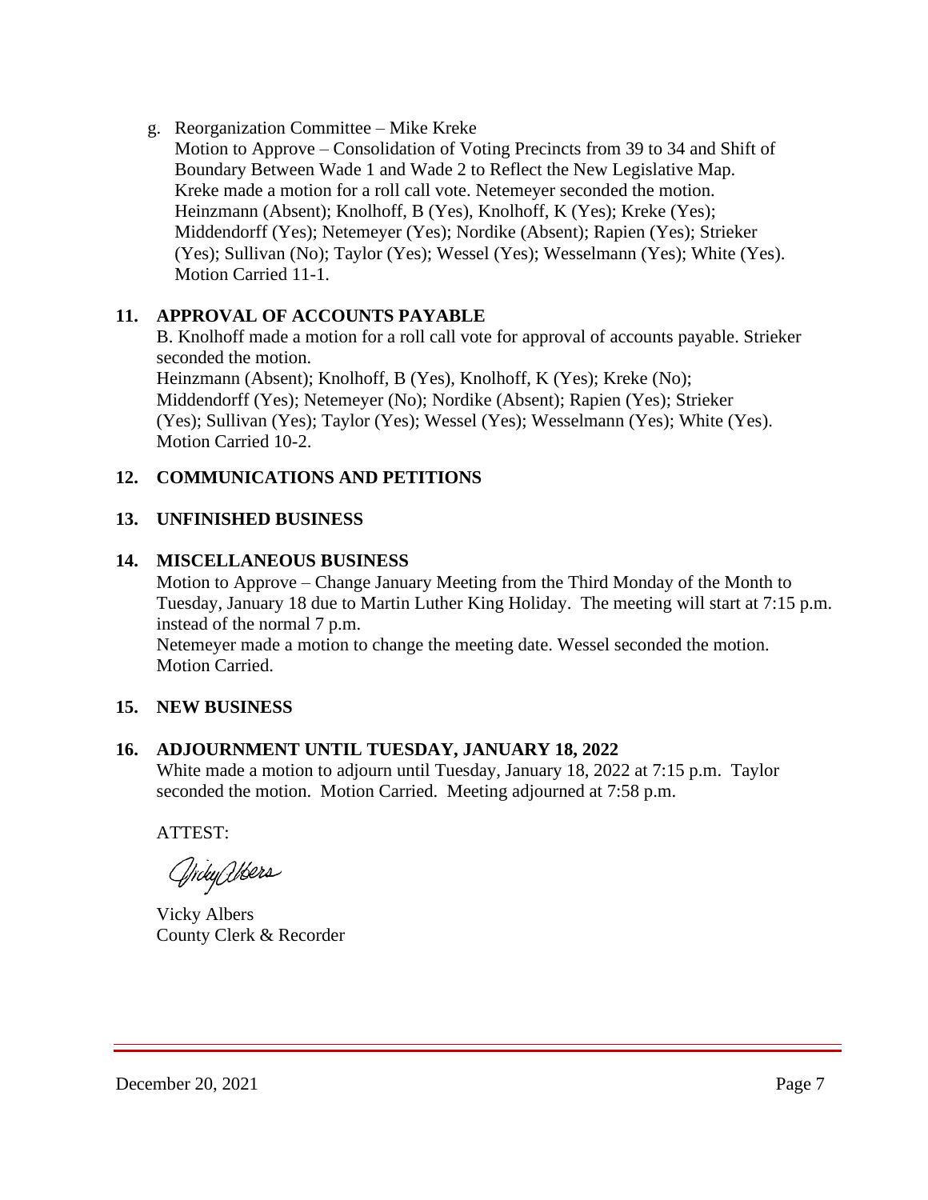g. Reorganization Committee – Mike Kreke
   Motion to Approve – Consolidation of Voting Precincts from 39 to 34 and Shift of Boundary Between Wade 1 and Wade 2 to Reflect the New Legislative Map.
   Kreke made a motion for a roll call vote. Netemeyer seconded the motion.
   Heinzmann (Absent); Knolhoff, B (Yes), Knolhoff, K (Yes); Kreke (Yes); Middendorff (Yes); Netemeyer (Yes); Nordike (Absent); Rapien (Yes); Strieker (Yes); Sullivan (No); Taylor (Yes); Wessel (Yes); Wesselmann (Yes); White (Yes).
   Motion Carried 11-1.

## 11. APPROVAL OF ACCOUNTS PAYABLE

B. Knolhoff made a motion for a roll call vote for approval of accounts payable. Strieker seconded the motion.
Heinzmann (Absent); Knolhoff, B (Yes), Knolhoff, K (Yes); Kreke (No); Middendorff (Yes); Netemeyer (No); Nordike (Absent); Rapien (Yes); Strieker (Yes); Sullivan (Yes); Taylor (Yes); Wessel (Yes); Wesselmann (Yes); White (Yes).
Motion Carried 10-2.

## 12. COMMUNICATIONS AND PETITIONS

## 13. UNFINISHED BUSINESS

## 14. MISCELLANEOUS BUSINESS

Motion to Approve – Change January Meeting from the Third Monday of the Month to Tuesday, January 18 due to Martin Luther King Holiday. The meeting will start at 7:15 p.m. instead of the normal 7 p.m.
Netemeyer made a motion to change the meeting date. Wessel seconded the motion.
Motion Carried.

## 15. NEW BUSINESS

## 16. ADJOURNMENT UNTIL TUESDAY, JANUARY 18, 2022

White made a motion to adjourn until Tuesday, January 18, 2022 at 7:15 p.m. Taylor seconded the motion. Motion Carried. Meeting adjourned at 7:58 p.m.

ATTEST:

Vicky Albers

Vicky Albers
County Clerk & Recorder